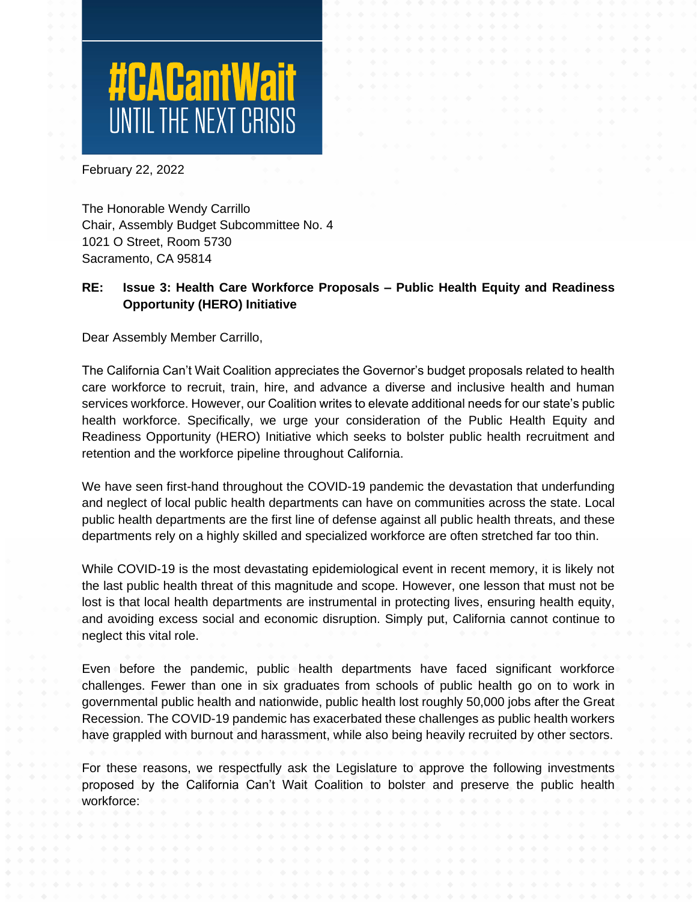# #CACantWait UNTIL THE NEXT CRISIS

February 22, 2022

The Honorable Wendy Carrillo
Chair, Assembly Budget Subcommittee No. 4
1021 O Street, Room 5730
Sacramento, CA 95814

**RE: Issue 3: Health Care Workforce Proposals – Public Health Equity and Readiness Opportunity (HERO) Initiative**

Dear Assembly Member Carrillo,

The California Can't Wait Coalition appreciates the Governor's budget proposals related to health care workforce to recruit, train, hire, and advance a diverse and inclusive health and human services workforce. However, our Coalition writes to elevate additional needs for our state's public health workforce. Specifically, we urge your consideration of the Public Health Equity and Readiness Opportunity (HERO) Initiative which seeks to bolster public health recruitment and retention and the workforce pipeline throughout California.

We have seen first-hand throughout the COVID-19 pandemic the devastation that underfunding and neglect of local public health departments can have on communities across the state. Local public health departments are the first line of defense against all public health threats, and these departments rely on a highly skilled and specialized workforce are often stretched far too thin.

While COVID-19 is the most devastating epidemiological event in recent memory, it is likely not the last public health threat of this magnitude and scope. However, one lesson that must not be lost is that local health departments are instrumental in protecting lives, ensuring health equity, and avoiding excess social and economic disruption. Simply put, California cannot continue to neglect this vital role.

Even before the pandemic, public health departments have faced significant workforce challenges. Fewer than one in six graduates from schools of public health go on to work in governmental public health and nationwide, public health lost roughly 50,000 jobs after the Great Recession. The COVID-19 pandemic has exacerbated these challenges as public health workers have grappled with burnout and harassment, while also being heavily recruited by other sectors.

For these reasons, we respectfully ask the Legislature to approve the following investments proposed by the California Can't Wait Coalition to bolster and preserve the public health workforce: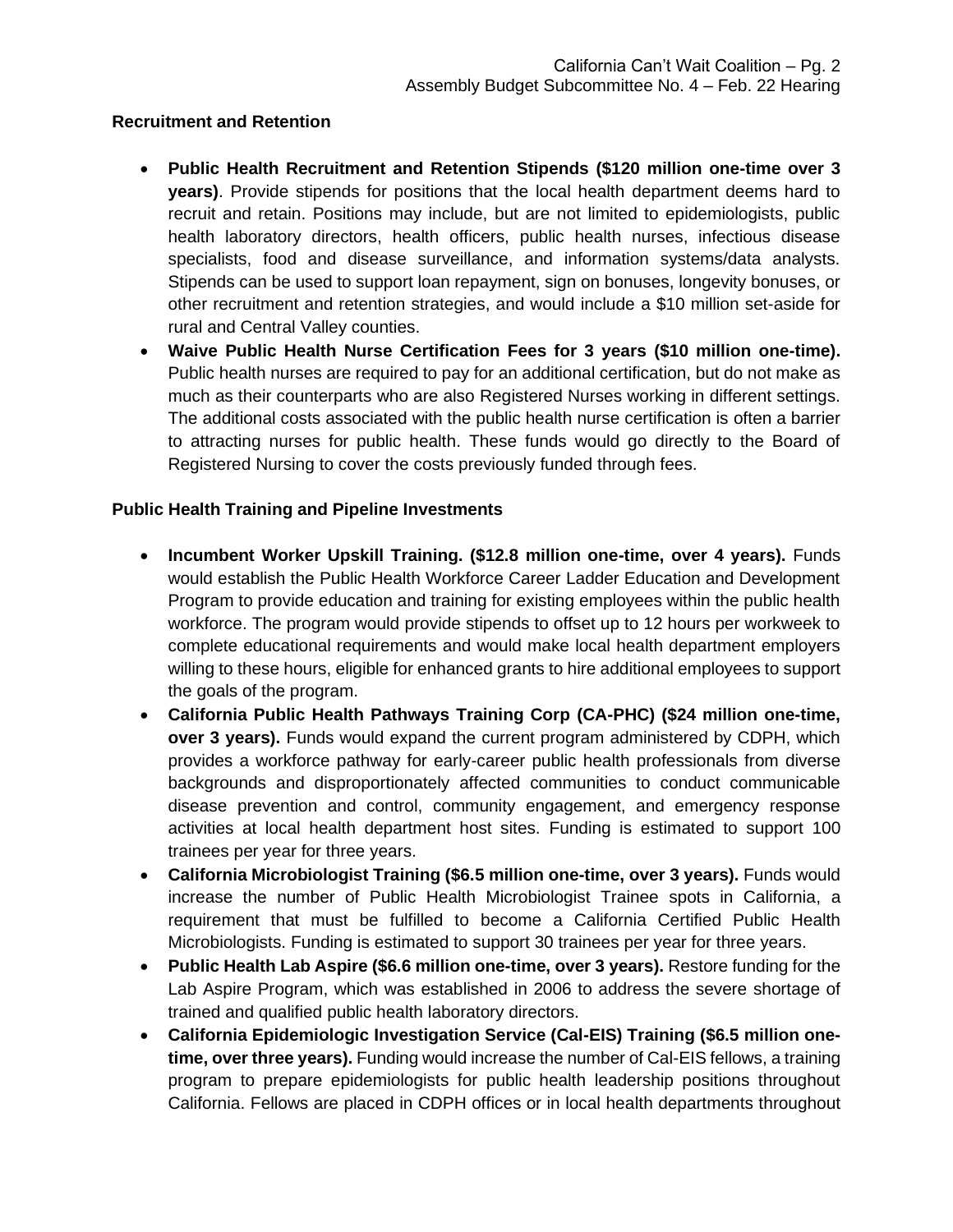**Recruitment and Retention**

- **Public Health Recruitment and Retention Stipends ($120 million one-time over 3 years)**. Provide stipends for positions that the local health department deems hard to recruit and retain. Positions may include, but are not limited to epidemiologists, public health laboratory directors, health officers, public health nurses, infectious disease specialists, food and disease surveillance, and information systems/data analysts. Stipends can be used to support loan repayment, sign on bonuses, longevity bonuses, or other recruitment and retention strategies, and would include a $10 million set-aside for rural and Central Valley counties.
- **Waive Public Health Nurse Certification Fees for 3 years ($10 million one-time).** Public health nurses are required to pay for an additional certification, but do not make as much as their counterparts who are also Registered Nurses working in different settings. The additional costs associated with the public health nurse certification is often a barrier to attracting nurses for public health. These funds would go directly to the Board of Registered Nursing to cover the costs previously funded through fees.

**Public Health Training and Pipeline Investments**

- **Incumbent Worker Upskill Training. ($12.8 million one-time, over 4 years).** Funds would establish the Public Health Workforce Career Ladder Education and Development Program to provide education and training for existing employees within the public health workforce. The program would provide stipends to offset up to 12 hours per workweek to complete educational requirements and would make local health department employers willing to these hours, eligible for enhanced grants to hire additional employees to support the goals of the program.
- **California Public Health Pathways Training Corp (CA-PHC) ($24 million one-time, over 3 years).** Funds would expand the current program administered by CDPH, which provides a workforce pathway for early-career public health professionals from diverse backgrounds and disproportionately affected communities to conduct communicable disease prevention and control, community engagement, and emergency response activities at local health department host sites. Funding is estimated to support 100 trainees per year for three years.
- **California Microbiologist Training ($6.5 million one-time, over 3 years).** Funds would increase the number of Public Health Microbiologist Trainee spots in California, a requirement that must be fulfilled to become a California Certified Public Health Microbiologists. Funding is estimated to support 30 trainees per year for three years.
- **Public Health Lab Aspire ($6.6 million one-time, over 3 years).** Restore funding for the Lab Aspire Program, which was established in 2006 to address the severe shortage of trained and qualified public health laboratory directors.
- **California Epidemiologic Investigation Service (Cal-EIS) Training ($6.5 million one-time, over three years).** Funding would increase the number of Cal-EIS fellows, a training program to prepare epidemiologists for public health leadership positions throughout California. Fellows are placed in CDPH offices or in local health departments throughout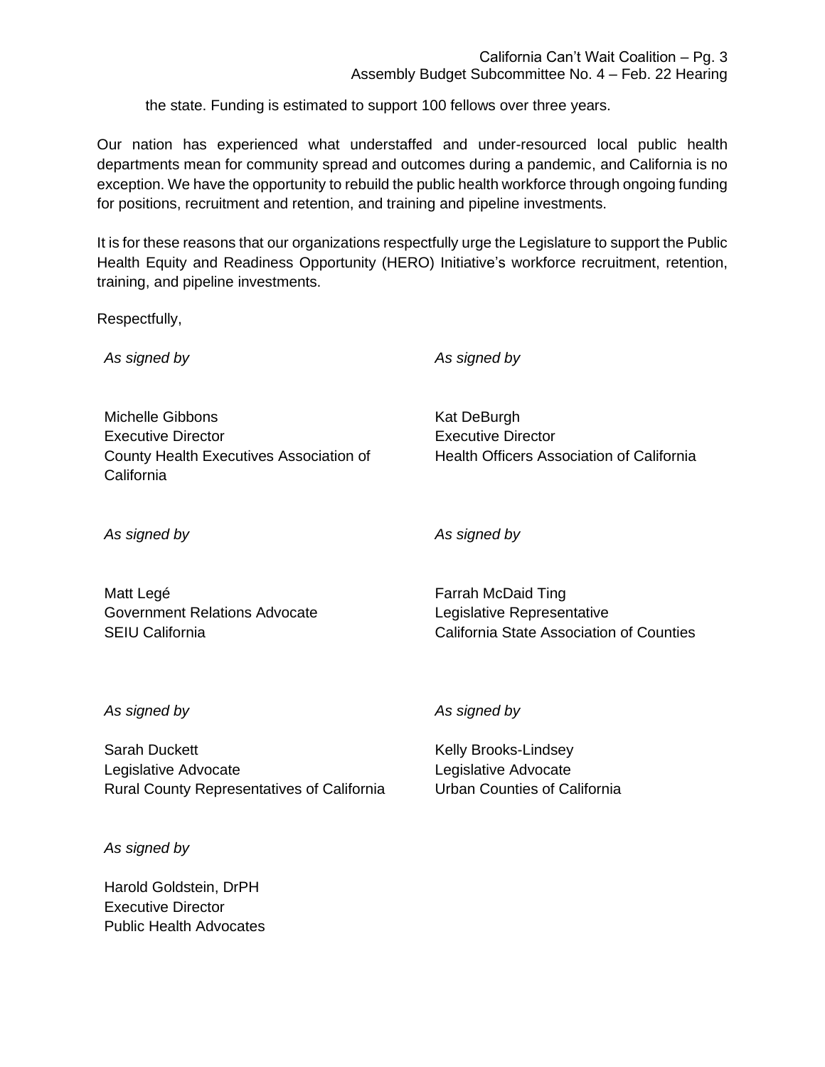the state. Funding is estimated to support 100 fellows over three years.

Our nation has experienced what understaffed and under-resourced local public health departments mean for community spread and outcomes during a pandemic, and California is no exception. We have the opportunity to rebuild the public health workforce through ongoing funding for positions, recruitment and retention, and training and pipeline investments.

It is for these reasons that our organizations respectfully urge the Legislature to support the Public Health Equity and Readiness Opportunity (HERO) Initiative's workforce recruitment, retention, training, and pipeline investments.

Respectfully,

*As signed by*

Michelle Gibbons
Executive Director
County Health Executives Association of California

*As signed by*

Kat DeBurgh
Executive Director
Health Officers Association of California

*As signed by*

Matt Legé
Government Relations Advocate
SEIU California

*As signed by*

Farrah McDaid Ting
Legislative Representative
California State Association of Counties

*As signed by*

Sarah Duckett
Legislative Advocate
Rural County Representatives of California

*As signed by*

Kelly Brooks-Lindsey
Legislative Advocate
Urban Counties of California

*As signed by*

Harold Goldstein, DrPH
Executive Director
Public Health Advocates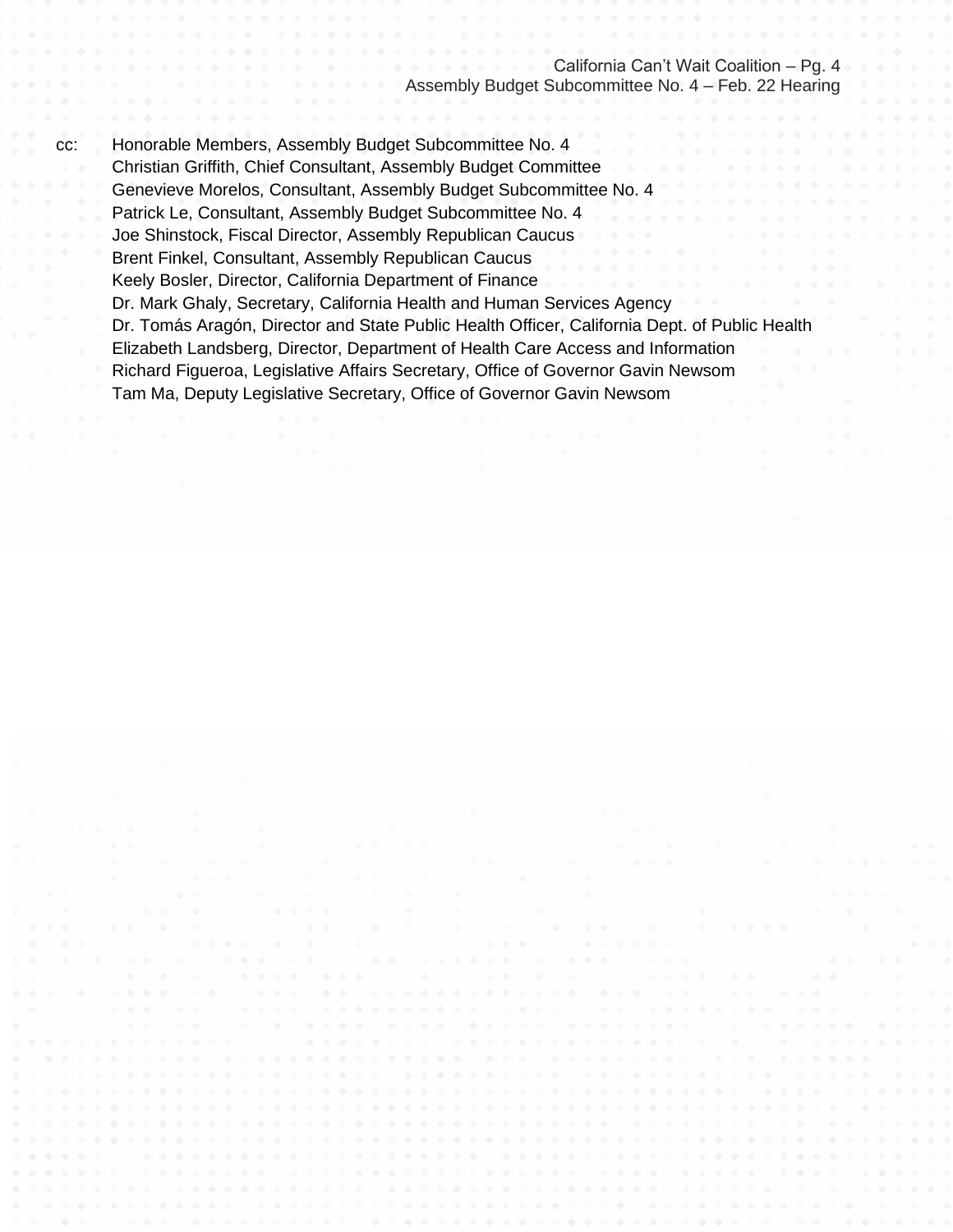cc: Honorable Members, Assembly Budget Subcommittee No. 4
Christian Griffith, Chief Consultant, Assembly Budget Committee
Genevieve Morelos, Consultant, Assembly Budget Subcommittee No. 4
Patrick Le, Consultant, Assembly Budget Subcommittee No. 4
Joe Shinstock, Fiscal Director, Assembly Republican Caucus
Brent Finkel, Consultant, Assembly Republican Caucus
Keely Bosler, Director, California Department of Finance
Dr. Mark Ghaly, Secretary, California Health and Human Services Agency
Dr. Tomás Aragón, Director and State Public Health Officer, California Dept. of Public Health
Elizabeth Landsberg, Director, Department of Health Care Access and Information
Richard Figueroa, Legislative Affairs Secretary, Office of Governor Gavin Newsom
Tam Ma, Deputy Legislative Secretary, Office of Governor Gavin Newsom